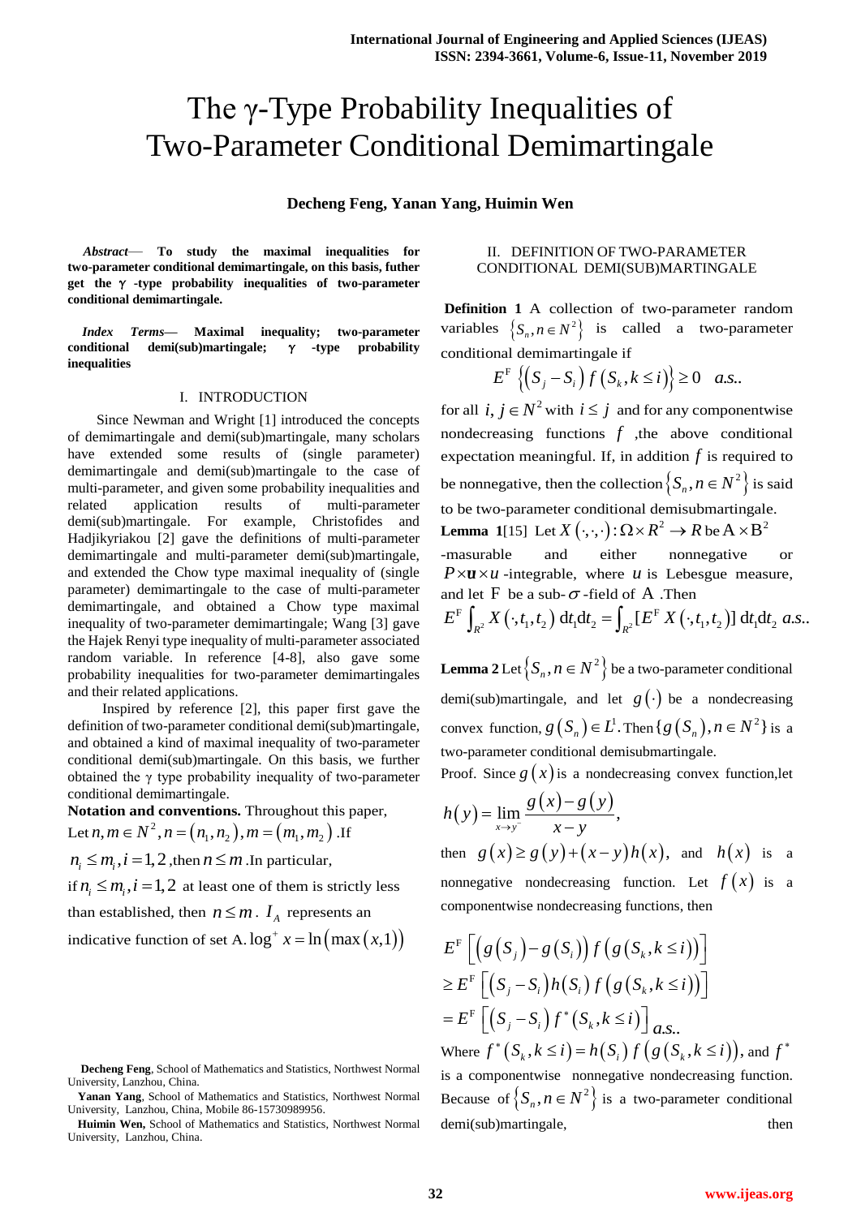# The γ-Type Probability Inequalities of Two-Parameter Conditional Demimartingale

**Decheng Feng, Yanan Yang, Huimin Wen**

***Abstract*— To study the maximal inequalities for two-parameter conditional demimartingale, on this basis, futher get the $\gamma$ -type probability inequalities of two-parameter conditional demimartingale.**

***Index Terms*— Maximal inequality; two-parameter conditional demi(sub)martingale; $\gamma$ -type probability inequalities**

## I. INTRODUCTION

Since Newman and Wright [1] introduced the concepts of demimartingale and demi(sub)martingale, many scholars have extended some results of (single parameter) demimartingale and demi(sub)martingale to the case of multi-parameter, and given some probability inequalities and related application results of multi-parameter demi(sub)martingale. For example, Christofides and Hadjikyriakou [2] gave the definitions of multi-parameter demimartingale and multi-parameter demi(sub)martingale, and extended the Chow type maximal inequality of (single parameter) demimartingale to the case of multi-parameter demimartingale, and obtained a Chow type maximal inequality of two-parameter demimartingale; Wang [3] gave the Hajek Renyi type inequality of multi-parameter associated random variable. In reference [4-8], also gave some probability inequalities for two-parameter demimartingales and their related applications.

Inspired by reference [2], this paper first gave the definition of two-parameter conditional demi(sub)martingale, and obtained a kind of maximal inequality of two-parameter conditional demi(sub)martingale. On this basis, we further obtained the γ type probability inequality of two-parameter conditional demimartingale.

**Notation and conventions.** Throughout this paper, Let $n,m\in N^2, n=(n_1,n_2), m=(m_1,m_2)$ .If $n_i\le m_i, i=1,2$ ,then $n\le m$ .In particular, if $n_i\le m_i, i=1,2$ at least one of them is strictly less than established, then $n\le m$. $I_A$ represents an indicative function of set A. $\log^+ x=\ln(\max(x,1))$

## II. DEFINITION OF TWO-PARAMETER CONDITIONAL DEMI(SUB)MARTINGALE

**Definition 1** A collection of two-parameter random variables $\{S_n, n\in N^2\}$ is called a two-parameter conditional demimartingale if

$$E^{\mathrm{F}}\left\{(S_j-S_i)\,f(S_k,k\le i)\right\}\ge 0 \quad a.s..$$

for all $i,j\in N^2$ with $i\le j$ and for any componentwise nondecreasing functions $f$ ,the above conditional expectation meaningful. If, in addition $f$ is required to be nonnegative, then the collection $\{S_n, n\in N^2\}$ is said to be two-parameter conditional demisubmartingale.

**Lemma 1**[15] Let $X(\cdot,\cdot,\cdot):\Omega\times R^2\to R$ be $\mathrm{A}\times\mathrm{B}^2$ -masurable and either nonnegative or $P\times\mathbf{u}\times u$ -integrable, where $u$ is Lebesgue measure, and let $\mathrm{F}$ be a sub-$\sigma$-field of $\mathrm{A}$ .Then

$$E^{\mathrm{F}}\int_{R^2}X(\cdot,t_1,t_2)\,\mathrm{d}t_1\mathrm{d}t_2=\int_{R^2}[E^{\mathrm{F}}X(\cdot,t_1,t_2)]\,\mathrm{d}t_1\mathrm{d}t_2 \ a.s..$$

**Lemma 2** Let $\{S_n, n\in N^2\}$ be a two-parameter conditional demi(sub)martingale, and let $g(\cdot)$ be a nondecreasing convex function, $g(S_n)\in L^1$. Then $\{g(S_n), n\in N^2\}$ is a two-parameter conditional demisubmartingale.

Proof. Since $g(x)$ is a nondecreasing convex function,let

$$h(y)=\lim_{x\to y^-}\frac{g(x)-g(y)}{x-y},$$

then $g(x)\ge g(y)+(x-y)h(x)$, and $h(x)$ is a nonnegative nondecreasing function. Let $f(x)$ is a componentwise nondecreasing functions, then

$$\begin{aligned}
&E^{\mathrm{F}}\left[\left(g(S_j)-g(S_i)\right)f\left(g(S_k,k\le i)\right)\right]\\
&\ge E^{\mathrm{F}}\left[(S_j-S_i)h(S_i)\,f\left(g(S_k,k\le i)\right)\right]\\
&=E^{\mathrm{F}}\left[(S_j-S_i)\,f^*(S_k,k\le i)\right] \ a.s..
\end{aligned}$$

Where $f^*(S_k,k\le i)=h(S_i)\,f\left(g(S_k,k\le i)\right)$, and $f^*$ is a componentwise nonnegative nondecreasing function. Because of $\{S_n, n\in N^2\}$ is a two-parameter conditional demi(sub)martingale, then

**Decheng Feng**, School of Mathematics and Statistics, Northwest Normal University, Lanzhou, China.

**Yanan Yang**, School of Mathematics and Statistics, Northwest Normal University, Lanzhou, China, Mobile 86-15730989956.

**Huimin Wen,** School of Mathematics and Statistics, Northwest Normal University, Lanzhou, China.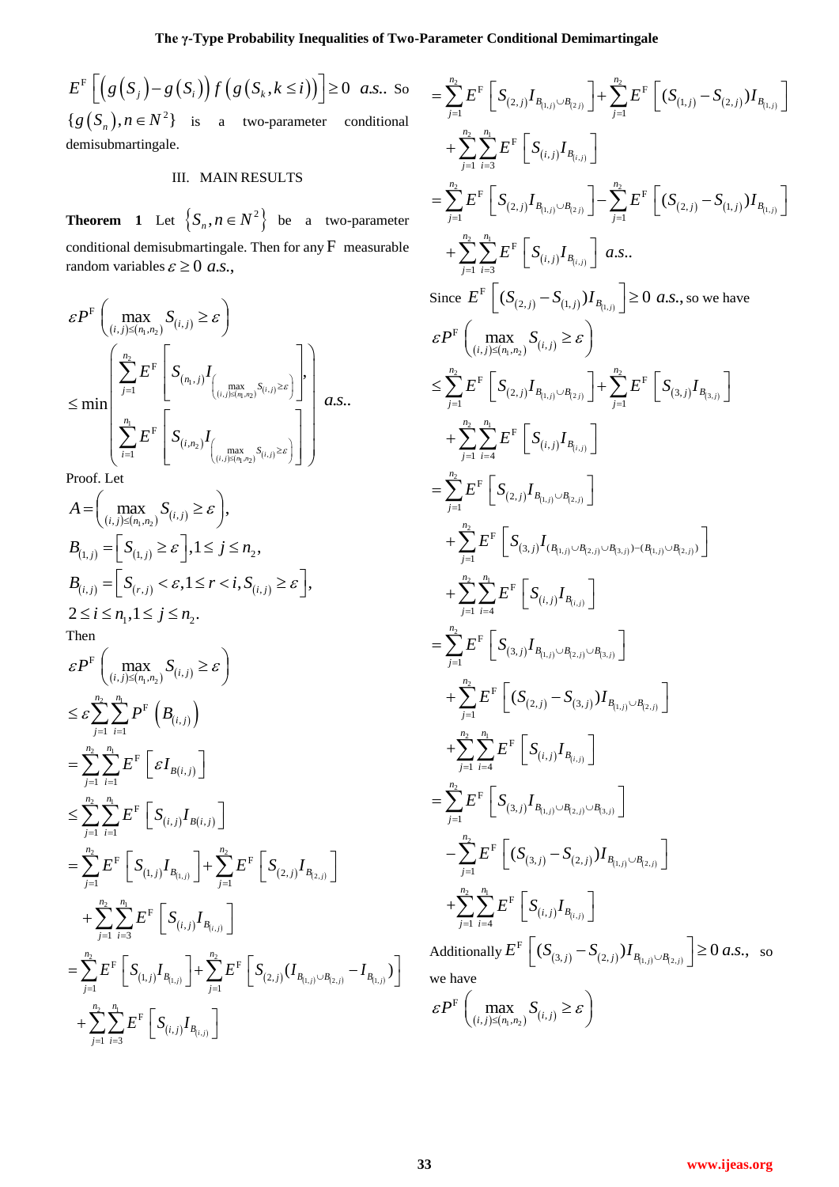$E^{\mathrm{F}}\left[\left(g\left(S_j\right)-g\left(S_i\right)\right)f\left(g\left(S_k,k\le i\right)\right)\right]\ge 0$ *a.s.*. So $\{g(S_n),n\in N^2\}$ is a two-parameter conditional demisubmartingale.

## III. MAIN RESULTS

**Theorem 1** Let $\left\{S_n,n\in N^2\right\}$ be a two-parameter conditional demisubmartingale. Then for any $\mathrm{F}$ measurable random variables $\varepsilon\ge 0$ *a.s.*,

$$\varepsilon P^{\mathrm{F}}\left(\max_{(i,j)\le(n_1,n_2)}S_{(i,j)}\ge\varepsilon\right)\le\min\left(\begin{array}{l}\sum_{j=1}^{n_2}E^{\mathrm{F}}\left[S_{(n_1,j)}I_{\left(\max_{(i,j)\le(n_1,n_2)}S_{(i,j)}\ge\varepsilon\right)}\right],\\ \sum_{i=1}^{n_1}E^{\mathrm{F}}\left[S_{(i,n_2)}I_{\left(\max_{(i,j)\le(n_1,n_2)}S_{(i,j)}\ge\varepsilon\right)}\right]\end{array}\right)\ a.s..$$

Proof. Let

$$A=\left(\max_{(i,j)\le(n_1,n_2)}S_{(i,j)}\ge\varepsilon\right),$$

$$B_{(1,j)}=\left[S_{(1,j)}\ge\varepsilon\right],1\le j\le n_2,$$

$$B_{(i,j)}=\left[S_{(r,j)}<\varepsilon,1\le r<i,S_{(i,j)}\ge\varepsilon\right],$$

$$2\le i\le n_1,1\le j\le n_2.$$

Then

$$\begin{aligned}
&\varepsilon P^{\mathrm{F}}\left(\max_{(i,j)\le(n_1,n_2)}S_{(i,j)}\ge\varepsilon\right)\\
&\le\varepsilon\sum_{j=1}^{n_2}\sum_{i=1}^{n_1}P^{\mathrm{F}}\left(B_{(i,j)}\right)\\
&=\sum_{j=1}^{n_2}\sum_{i=1}^{n_1}E^{\mathrm{F}}\left[\varepsilon I_{B(i,j)}\right]\\
&\le\sum_{j=1}^{n_2}\sum_{i=1}^{n_1}E^{\mathrm{F}}\left[S_{(i,j)}I_{B(i,j)}\right]\\
&=\sum_{j=1}^{n_2}E^{\mathrm{F}}\left[S_{(1,j)}I_{B_{(1,j)}}\right]+\sum_{j=1}^{n_2}E^{\mathrm{F}}\left[S_{(2,j)}I_{B_{(2,j)}}\right]\\
&\quad+\sum_{j=1}^{n_2}\sum_{i=3}^{n_1}E^{\mathrm{F}}\left[S_{(i,j)}I_{B_{(i,j)}}\right]\\
&=\sum_{j=1}^{n_2}E^{\mathrm{F}}\left[S_{(1,j)}I_{B_{(1,j)}}\right]+\sum_{j=1}^{n_2}E^{\mathrm{F}}\left[S_{(2,j)}(I_{B_{(1,j)}\cup B_{(2,j)}}-I_{B_{(1,j)}})\right]\\
&\quad+\sum_{j=1}^{n_2}\sum_{i=3}^{n_1}E^{\mathrm{F}}\left[S_{(i,j)}I_{B_{(i,j)}}\right]\\
&=\sum_{j=1}^{n_2}E^{\mathrm{F}}\left[S_{(2,j)}I_{B_{(1,j)}\cup B_{(2j)}}\right]+\sum_{j=1}^{n_2}E^{\mathrm{F}}\left[(S_{(1,j)}-S_{(2,j)})I_{B_{(1,j)}}\right]\\
&\quad+\sum_{j=1}^{n_2}\sum_{i=3}^{n_1}E^{\mathrm{F}}\left[S_{(i,j)}I_{B_{(i,j)}}\right]\\
&=\sum_{j=1}^{n_2}E^{\mathrm{F}}\left[S_{(2,j)}I_{B_{(1,j)}\cup B_{(2j)}}\right]-\sum_{j=1}^{n_2}E^{\mathrm{F}}\left[(S_{(2,j)}-S_{(1,j)})I_{B_{(1,j)}}\right]\\
&\quad+\sum_{j=1}^{n_2}\sum_{i=3}^{n_1}E^{\mathrm{F}}\left[S_{(i,j)}I_{B_{(i,j)}}\right]\ a.s..
\end{aligned}$$

Since $E^{\mathrm{F}}\left[(S_{(2,j)}-S_{(1,j)})I_{B_{(1,j)}}\right]\ge 0$ *a.s.*, so we have

$$\begin{aligned}
&\varepsilon P^{\mathrm{F}}\left(\max_{(i,j)\le(n_1,n_2)}S_{(i,j)}\ge\varepsilon\right)\\
&\le\sum_{j=1}^{n_2}E^{\mathrm{F}}\left[S_{(2,j)}I_{B_{(1,j)}\cup B_{(2j)}}\right]+\sum_{j=1}^{n_2}E^{\mathrm{F}}\left[S_{(3,j)}I_{B_{(3,j)}}\right]\\
&\quad+\sum_{j=1}^{n_2}\sum_{i=4}^{n_1}E^{\mathrm{F}}\left[S_{(i,j)}I_{B_{(i,j)}}\right]\\
&=\sum_{j=1}^{n_2}E^{\mathrm{F}}\left[S_{(2,j)}I_{B_{(1,j)}\cup B_{(2,j)}}\right]\\
&\quad+\sum_{j=1}^{n_2}E^{\mathrm{F}}\left[S_{(3,j)}I_{(B_{(1,j)}\cup B_{(2,j)}\cup B_{(3,j)})-(B_{(1,j)}\cup B_{(2,j)})}\right]\\
&\quad+\sum_{j=1}^{n_2}\sum_{i=4}^{n_1}E^{\mathrm{F}}\left[S_{(i,j)}I_{B_{(i,j)}}\right]\\
&=\sum_{j=1}^{n_2}E^{\mathrm{F}}\left[S_{(3,j)}I_{B_{(1,j)}\cup B_{(2,j)}\cup B_{(3,j)}}\right]\\
&\quad+\sum_{j=1}^{n_2}E^{\mathrm{F}}\left[(S_{(2,j)}-S_{(3,j)})I_{B_{(1,j)}\cup B_{(2,j)}}\right]\\
&\quad+\sum_{j=1}^{n_2}\sum_{i=4}^{n_1}E^{\mathrm{F}}\left[S_{(i,j)}I_{B_{(i,j)}}\right]\\
&=\sum_{j=1}^{n_2}E^{\mathrm{F}}\left[S_{(3,j)}I_{B_{(1,j)}\cup B_{(2,j)}\cup B_{(3,j)}}\right]\\
&\quad-\sum_{j=1}^{n_2}E^{\mathrm{F}}\left[(S_{(3,j)}-S_{(2,j)})I_{B_{(1,j)}\cup B_{(2,j)}}\right]\\
&\quad+\sum_{j=1}^{n_2}\sum_{i=4}^{n_1}E^{\mathrm{F}}\left[S_{(i,j)}I_{B_{(i,j)}}\right]
\end{aligned}$$

Additionally $E^{\mathrm{F}}\left[(S_{(3,j)}-S_{(2,j)})I_{B_{(1,j)}\cup B_{(2,j)}}\right]\ge 0$ *a.s.*, so we have

$$\varepsilon P^{\mathrm{F}}\left(\max_{(i,j)\le(n_1,n_2)}S_{(i,j)}\ge\varepsilon\right)$$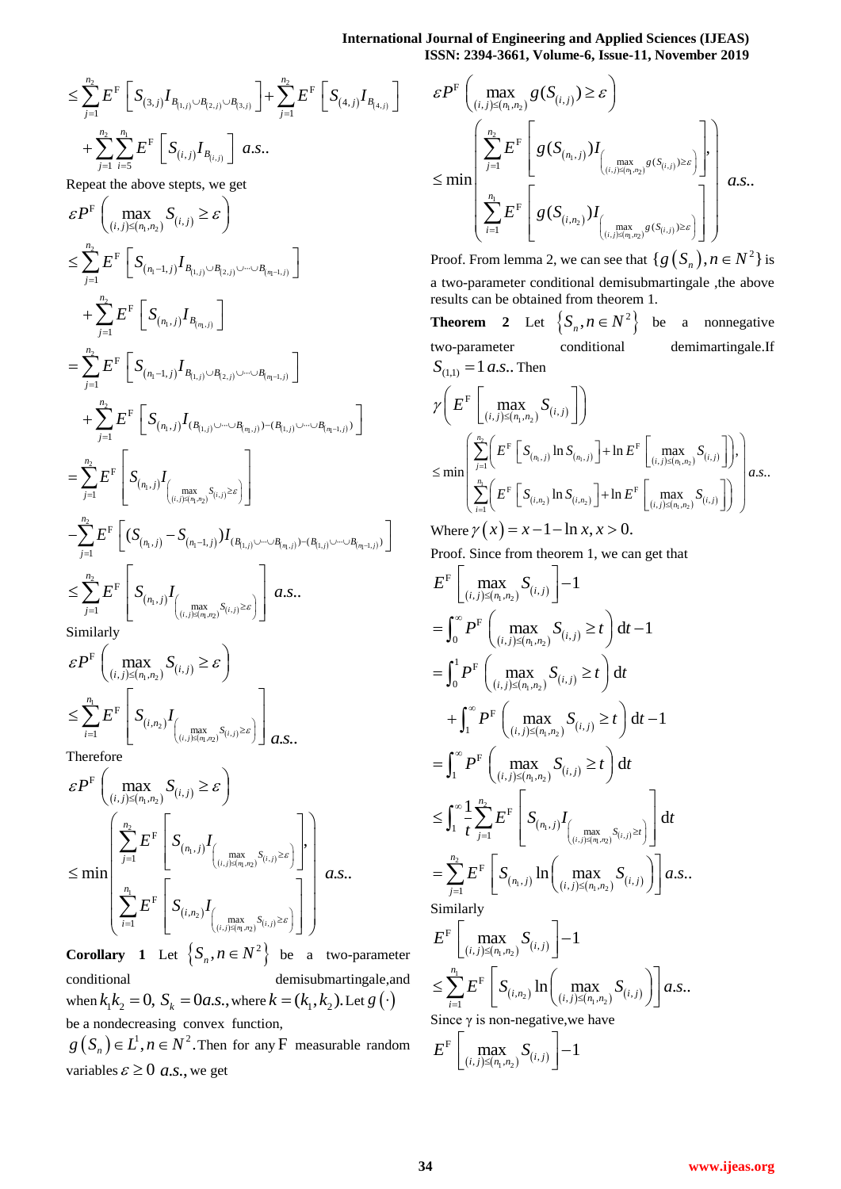$$\leq \sum_{j=1}^{n_2} E^{\mathrm{F}}\left[S_{(3,j)} I_{B_{(1,j)} \cup B_{(2,j)} \cup B_{(3,j)}}\right]+\sum_{j=1}^{n_2} E^{\mathrm{F}}\left[S_{(4,j)} I_{B_{(4,j)}}\right]$$

$$+\sum_{j=1}^{n_2} \sum_{i=5}^{n_1} E^{\mathrm{F}}\left[S_{(i,j)} I_{B_{(i,j)}}\right] \ a.s..$$

Repeat the above stepts, we get

$$\varepsilon P^{\mathrm{F}}\left(\max _{(i,j) \leq (n_1,n_2)} S_{(i,j)} \geq \varepsilon\right)$$

$$\leq \sum_{j=1}^{n_2} E^{\mathrm{F}}\left[S_{(n_1-1,j)} I_{B_{(1,j)} \cup B_{(2,j)} \cup \cdots \cup B_{(n_1-1,j)}}\right]$$

$$+\sum_{j=1}^{n_2} E^{\mathrm{F}}\left[S_{(n_1,j)} I_{B_{(n_1,j)}}\right]$$

$$=\sum_{j=1}^{n_2} E^{\mathrm{F}}\left[S_{(n_1-1,j)} I_{B_{(1,j)} \cup B_{(2,j)} \cup \cdots \cup B_{(n_1-1,j)}}\right]$$

$$+\sum_{j=1}^{n_2} E^{\mathrm{F}}\left[S_{(n_1,j)} I_{(B_{(1,j)} \cup \cdots \cup B_{(n_1,j)})-(B_{(1,j)} \cup \cdots \cup B_{(n_1-1,j)})}\right]$$

$$=\sum_{j=1}^{n_2} E^{\mathrm{F}}\left[S_{(n_1,j)} I_{\left(\max\limits_{(i,j) \leq (n_1,n_2)} S_{(i,j)} \geq \varepsilon\right)}\right]$$

$$-\sum_{j=1}^{n_2} E^{\mathrm{F}}\left[(S_{(n_1,j)}-S_{(n_1-1,j)}) I_{(B_{(1,j)} \cup \cdots \cup B_{(n_1,j)})-(B_{(1,j)} \cup \cdots \cup B_{(n_1-1,j)})}\right]$$

$$\leq \sum_{j=1}^{n_2} E^{\mathrm{F}}\left[S_{(n_1,j)} I_{\left(\max\limits_{(i,j) \leq (n_1,n_2)} S_{(i,j)} \geq \varepsilon\right)}\right] \ a.s..$$

Similarly

$$\varepsilon P^{\mathrm{F}}\left(\max _{(i,j) \leq (n_1,n_2)} S_{(i,j)} \geq \varepsilon\right)$$

$$\leq \sum_{i=1}^{n_1} E^{\mathrm{F}}\left[S_{(i,n_2)} I_{\left(\max\limits_{(i,j) \leq (n_1,n_2)} S_{(i,j)} \geq \varepsilon\right)}\right] \ a.s..$$

Therefore

$$\varepsilon P^{\mathrm{F}}\left(\max _{(i,j) \leq (n_1,n_2)} S_{(i,j)} \geq \varepsilon\right)$$

$$\leq \min \left(\begin{array}{c} \sum\limits_{j=1}^{n_2} E^{\mathrm{F}}\left[S_{(n_1,j)} I_{\left(\max\limits_{(i,j) \leq (n_1,n_2)} S_{(i,j)} \geq \varepsilon\right)}\right], \\ \sum\limits_{i=1}^{n_1} E^{\mathrm{F}}\left[S_{(i,n_2)} I_{\left(\max\limits_{(i,j) \leq (n_1,n_2)} S_{(i,j)} \geq \varepsilon\right)}\right] \end{array}\right) \ a.s..$$

**Corollary 1** Let $\left\{S_n, n \in N^2\right\}$ be a two-parameter conditional demisubmartingale,and when $k_1 k_2=0$, $S_k=0 a.s.$, where $k=(k_1,k_2)$. Let $g(\cdot)$ be a nondecreasing convex function, $g\left(S_n\right) \in L^1, n \in N^2$. Then for any F measurable random variables $\varepsilon \geq 0$ $a.s.$, we get

$$\varepsilon P^{\mathrm{F}}\left(\max _{(i,j) \leq (n_1,n_2)} g(S_{(i,j)}) \geq \varepsilon\right)$$

$$\leq \min \left(\begin{array}{c} \sum\limits_{j=1}^{n_2} E^{\mathrm{F}}\left[g(S_{(n_1,j)}) I_{\left(\max\limits_{(i,j) \leq (n_1,n_2)} g(S_{(i,j)}) \geq \varepsilon\right)}\right], \\ \sum\limits_{i=1}^{n_1} E^{\mathrm{F}}\left[g(S_{(i,n_2)}) I_{\left(\max\limits_{(i,j) \leq (n_1,n_2)} g(S_{(i,j)}) \geq \varepsilon\right)}\right] \end{array}\right) \ a.s..$$

Proof. From lemma 2, we can see that $\{g\left(S_n\right), n \in N^2\}$ is a two-parameter conditional demisubmartingale ,the above results can be obtained from theorem 1.

**Theorem 2** Let $\left\{S_n, n \in N^2\right\}$ be a nonnegative two-parameter conditional demimartingale.If $S_{(1,1)}=1\, a.s.$. Then

$$\gamma\left(E^{\mathrm{F}}\left[\max _{(i,j) \leq (n_1,n_2)} S_{(i,j)}\right]\right)$$

$$\leq \min \left(\begin{array}{c} \sum\limits_{j=1}^{n_2}\left(E^{\mathrm{F}}\left[S_{(n_1,j)} \ln S_{(n_1,j)}\right]+\ln E^{\mathrm{F}}\left[\max\limits_{(i,j) \leq (n_1,n_2)} S_{(i,j)}\right]\right), \\ \sum\limits_{i=1}^{n_1}\left(E^{\mathrm{F}}\left[S_{(i,n_2)} \ln S_{(i,n_2)}\right]+\ln E^{\mathrm{F}}\left[\max\limits_{(i,j) \leq (n_1,n_2)} S_{(i,j)}\right]\right) \end{array}\right) a.s..$$

Where $\gamma(x)=x-1-\ln x, x>0$.

Proof. Since from theorem 1, we can get that

$$E^{\mathrm{F}}\left[\max _{(i,j) \leq (n_1,n_2)} S_{(i,j)}\right]-1$$

$$=\int_0^{\infty} P^{\mathrm{F}}\left(\max _{(i,j) \leq (n_1,n_2)} S_{(i,j)} \geq t\right) \mathrm{d} t-1$$

$$=\int_0^1 P^{\mathrm{F}}\left(\max _{(i,j) \leq (n_1,n_2)} S_{(i,j)} \geq t\right) \mathrm{d} t$$

$$+\int_1^{\infty} P^{\mathrm{F}}\left(\max _{(i,j) \leq (n_1,n_2)} S_{(i,j)} \geq t\right) \mathrm{d} t-1$$

$$=\int_1^{\infty} P^{\mathrm{F}}\left(\max _{(i,j) \leq (n_1,n_2)} S_{(i,j)} \geq t\right) \mathrm{d} t$$

$$\leq \int_1^{\infty} \frac{1}{t} \sum_{j=1}^{n_2} E^{\mathrm{F}}\left[S_{(n_1,j)} I_{\left(\max\limits_{(i,j) \leq (n_1,n_2)} S_{(i,j)} \geq t\right)}\right] \mathrm{d} t$$

$$=\sum_{j=1}^{n_2} E^{\mathrm{F}}\left[S_{(n_1,j)} \ln \left(\max _{(i,j) \leq (n_1,n_2)} S_{(i,j)}\right)\right] a.s..$$

Similarly

$$E^{\mathrm{F}}\left[\max _{(i,j) \leq (n_1,n_2)} S_{(i,j)}\right]-1$$

$$\leq \sum_{i=1}^{n_1} E^{\mathrm{F}}\left[S_{(i,n_2)} \ln \left(\max _{(i,j) \leq (n_1,n_2)} S_{(i,j)}\right)\right] a.s..$$

Since γ is non-negative,we have

$$E^{\mathrm{F}}\left[\max _{(i,j) \leq (n_1,n_2)} S_{(i,j)}\right]-1$$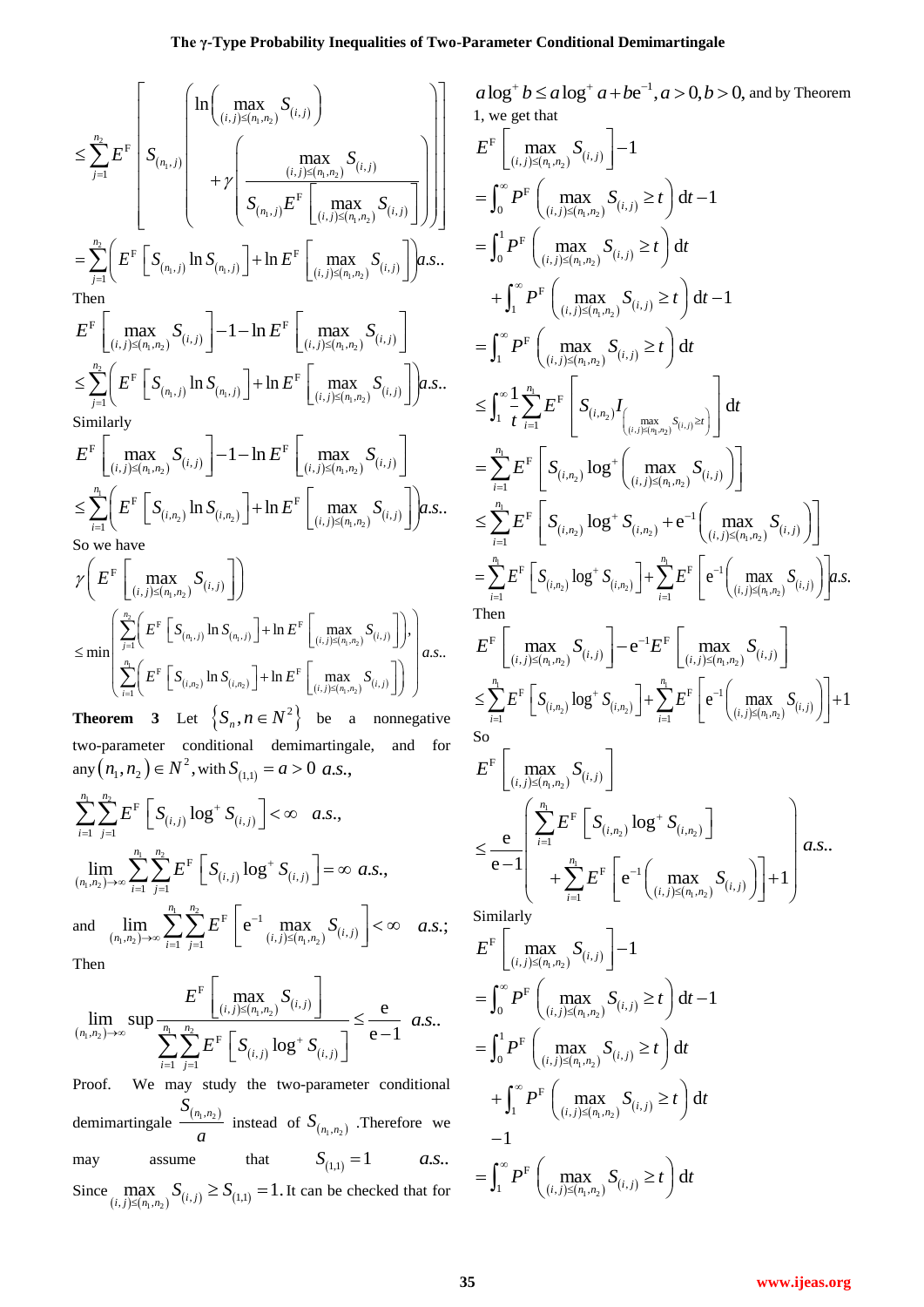$$\leq \sum_{j=1}^{n_2} E^{\mathrm{F}}\left[ S_{(n_1,j)} \left( \begin{array}{l} \ln\left( \max\limits_{(i,j)\leq(n_1,n_2)} S_{(i,j)} \right) \\ +\gamma\left( \dfrac{\max\limits_{(i,j)\leq(n_1,n_2)} S_{(i,j)}}{S_{(n_1,j)} E^{\mathrm{F}}\left[ \max\limits_{(i,j)\leq(n_1,n_2)} S_{(i,j)} \right]} \right) \end{array} \right) \right]$$

$$= \sum_{j=1}^{n_2}\left( E^{\mathrm{F}}\left[ S_{(n_1,j)} \ln S_{(n_1,j)} \right] + \ln E^{\mathrm{F}}\left[ \max_{(i,j)\leq(n_1,n_2)} S_{(i,j)} \right] \right) a.s..$$

Then

$$E^{\mathrm{F}}\left[ \max_{(i,j)\leq(n_1,n_2)} S_{(i,j)} \right] - 1 - \ln E^{\mathrm{F}}\left[ \max_{(i,j)\leq(n_1,n_2)} S_{(i,j)} \right]$$
$$\leq \sum_{j=1}^{n_2}\left( E^{\mathrm{F}}\left[ S_{(n_1,j)} \ln S_{(n_1,j)} \right] + \ln E^{\mathrm{F}}\left[ \max_{(i,j)\leq(n_1,n_2)} S_{(i,j)} \right] \right) a.s..$$

Similarly

$$E^{\mathrm{F}}\left[ \max_{(i,j)\leq(n_1,n_2)} S_{(i,j)} \right] - 1 - \ln E^{\mathrm{F}}\left[ \max_{(i,j)\leq(n_1,n_2)} S_{(i,j)} \right]$$
$$\leq \sum_{i=1}^{n_1}\left( E^{\mathrm{F}}\left[ S_{(i,n_2)} \ln S_{(i,n_2)} \right] + \ln E^{\mathrm{F}}\left[ \max_{(i,j)\leq(n_1,n_2)} S_{(i,j)} \right] \right) a.s..$$

So we have

$$\gamma\left( E^{\mathrm{F}}\left[ \max_{(i,j)\leq(n_1,n_2)} S_{(i,j)} \right] \right)$$
$$\leq \min\left( \begin{array}{l} \sum\limits_{j=1}^{n_2}\left( E^{\mathrm{F}}\left[ S_{(n_1,j)} \ln S_{(n_1,j)} \right] + \ln E^{\mathrm{F}}\left[ \max\limits_{(i,j)\leq(n_1,n_2)} S_{(i,j)} \right] \right), \\ \sum\limits_{i=1}^{n_1}\left( E^{\mathrm{F}}\left[ S_{(i,n_2)} \ln S_{(i,n_2)} \right] + \ln E^{\mathrm{F}}\left[ \max\limits_{(i,j)\leq(n_1,n_2)} S_{(i,j)} \right] \right) \end{array} \right) a.s..$$

**Theorem 3** Let $\{S_n, n \in N^2\}$ be a nonnegative two-parameter conditional demimartingale, and for any $(n_1,n_2) \in N^2$, with $S_{(1,1)} = a > 0$ *a.s.*,

$$\sum_{i=1}^{n_1}\sum_{j=1}^{n_2} E^{\mathrm{F}}\left[ S_{(i,j)} \log^+ S_{(i,j)} \right] < \infty \quad a.s.,$$

$$\lim_{(n_1,n_2)\to\infty} \sum_{i=1}^{n_1}\sum_{j=1}^{n_2} E^{\mathrm{F}}\left[ S_{(i,j)} \log^+ S_{(i,j)} \right] = \infty \ a.s.,$$

and $\displaystyle \lim_{(n_1,n_2)\to\infty} \sum_{i=1}^{n_1}\sum_{j=1}^{n_2} E^{\mathrm{F}}\left[ \mathrm{e}^{-1} \max_{(i,j)\leq(n_1,n_2)} S_{(i,j)} \right] < \infty \quad a.s.;$

Then

$$\lim_{(n_1,n_2)\to\infty} \sup \frac{E^{\mathrm{F}}\left[ \max\limits_{(i,j)\leq(n_1,n_2)} S_{(i,j)} \right]}{\sum\limits_{i=1}^{n_1}\sum\limits_{j=1}^{n_2} E^{\mathrm{F}}\left[ S_{(i,j)} \log^+ S_{(i,j)} \right]} \leq \frac{\mathrm{e}}{\mathrm{e}-1} \ a.s..$$

Proof. We may study the two-parameter conditional demimartingale $\dfrac{S_{(n_1,n_2)}}{a}$ instead of $S_{(n_1,n_2)}$. Therefore we may assume that $S_{(1,1)} = 1$ *a.s.*.

Since $\max_{(i,j)\leq(n_1,n_2)} S_{(i,j)} \geq S_{(1,1)} = 1$. It can be checked that for $a\log^+ b \leq a\log^+ a + b\mathrm{e}^{-1}, a>0, b>0,$ and by Theorem 1, we get that

$$E^{\mathrm{F}}\left[ \max_{(i,j)\leq(n_1,n_2)} S_{(i,j)} \right] - 1$$
$$= \int_0^\infty P^{\mathrm{F}}\left( \max_{(i,j)\leq(n_1,n_2)} S_{(i,j)} \geq t \right) \mathrm{d}t - 1$$
$$= \int_0^1 P^{\mathrm{F}}\left( \max_{(i,j)\leq(n_1,n_2)} S_{(i,j)} \geq t \right) \mathrm{d}t + \int_1^\infty P^{\mathrm{F}}\left( \max_{(i,j)\leq(n_1,n_2)} S_{(i,j)} \geq t \right) \mathrm{d}t - 1$$
$$= \int_1^\infty P^{\mathrm{F}}\left( \max_{(i,j)\leq(n_1,n_2)} S_{(i,j)} \geq t \right) \mathrm{d}t$$
$$\leq \int_1^\infty \frac{1}{t} \sum_{i=1}^{n_1} E^{\mathrm{F}}\left[ S_{(i,n_2)} I_{\left( \max\limits_{(i,j)\leq(n_1,n_2)} S_{(i,j)} \geq t \right)} \right] \mathrm{d}t$$
$$= \sum_{i=1}^{n_1} E^{\mathrm{F}}\left[ S_{(i,n_2)} \log^+\left( \max_{(i,j)\leq(n_1,n_2)} S_{(i,j)} \right) \right]$$
$$\leq \sum_{i=1}^{n_1} E^{\mathrm{F}}\left[ S_{(i,n_2)} \log^+ S_{(i,n_2)} + \mathrm{e}^{-1}\left( \max_{(i,j)\leq(n_1,n_2)} S_{(i,j)} \right) \right]$$
$$= \sum_{i=1}^{n_1} E^{\mathrm{F}}\left[ S_{(i,n_2)} \log^+ S_{(i,n_2)} \right] + \sum_{i=1}^{n_1} E^{\mathrm{F}}\left[ \mathrm{e}^{-1}\left( \max_{(i,j)\leq(n_1,n_2)} S_{(i,j)} \right) \right] a.s.$$

Then

$$E^{\mathrm{F}}\left[ \max_{(i,j)\leq(n_1,n_2)} S_{(i,j)} \right] - \mathrm{e}^{-1} E^{\mathrm{F}}\left[ \max_{(i,j)\leq(n_1,n_2)} S_{(i,j)} \right]$$
$$\leq \sum_{i=1}^{n_1} E^{\mathrm{F}}\left[ S_{(i,n_2)} \log^+ S_{(i,n_2)} \right] + \sum_{i=1}^{n_1} E^{\mathrm{F}}\left[ \mathrm{e}^{-1}\left( \max_{(i,j)\leq(n_1,n_2)} S_{(i,j)} \right) \right] + 1$$

So

$$E^{\mathrm{F}}\left[ \max_{(i,j)\leq(n_1,n_2)} S_{(i,j)} \right]$$
$$\leq \frac{\mathrm{e}}{\mathrm{e}-1}\left( \begin{array}{l} \sum\limits_{i=1}^{n_1} E^{\mathrm{F}}\left[ S_{(i,n_2)} \log^+ S_{(i,n_2)} \right] \\ + \sum\limits_{i=1}^{n_1} E^{\mathrm{F}}\left[ \mathrm{e}^{-1}\left( \max\limits_{(i,j)\leq(n_1,n_2)} S_{(i,j)} \right) \right] + 1 \end{array} \right) a.s..$$

Similarly

$$E^{\mathrm{F}}\left[ \max_{(i,j)\leq(n_1,n_2)} S_{(i,j)} \right] - 1$$
$$= \int_0^\infty P^{\mathrm{F}}\left( \max_{(i,j)\leq(n_1,n_2)} S_{(i,j)} \geq t \right) \mathrm{d}t - 1$$
$$= \int_0^1 P^{\mathrm{F}}\left( \max_{(i,j)\leq(n_1,n_2)} S_{(i,j)} \geq t \right) \mathrm{d}t + \int_1^\infty P^{\mathrm{F}}\left( \max_{(i,j)\leq(n_1,n_2)} S_{(i,j)} \geq t \right) \mathrm{d}t - 1$$
$$= \int_1^\infty P^{\mathrm{F}}\left( \max_{(i,j)\leq(n_1,n_2)} S_{(i,j)} \geq t \right) \mathrm{d}t$$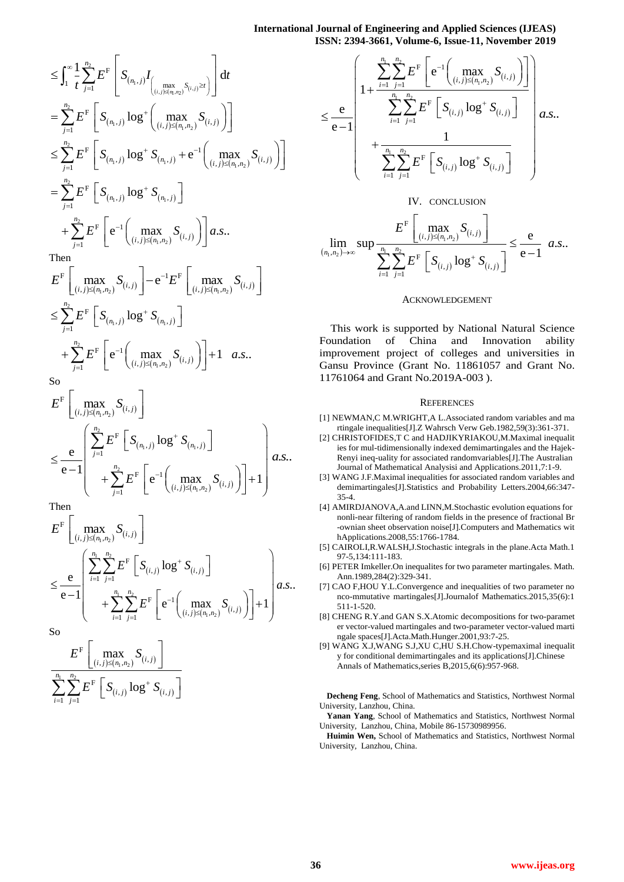$$
\begin{aligned}
&\leq \int_1^{\infty} \frac{1}{t} \sum_{j=1}^{n_2} E^{\mathrm{F}}\left[S_{(n_1,j)} I_{\left(\max\limits_{(i,j)\leq(n_1,n_2)} S_{(i,j)} \geq t\right)}\right] \mathrm{d}t \\
&= \sum_{j=1}^{n_2} E^{\mathrm{F}}\left[S_{(n_1,j)} \log^{+}\left(\max_{(i,j)\leq(n_1,n_2)} S_{(i,j)}\right)\right] \\
&\leq \sum_{j=1}^{n_2} E^{\mathrm{F}}\left[S_{(n_1,j)} \log^{+} S_{(n_1,j)} + \mathrm{e}^{-1}\left(\max_{(i,j)\leq(n_1,n_2)} S_{(i,j)}\right)\right] \\
&= \sum_{j=1}^{n_2} E^{\mathrm{F}}\left[S_{(n_1,j)} \log^{+} S_{(n_1,j)}\right] \\
&\quad + \sum_{j=1}^{n_2} E^{\mathrm{F}}\left[\mathrm{e}^{-1}\left(\max_{(i,j)\leq(n_1,n_2)} S_{(i,j)}\right)\right] a.s..
\end{aligned}
$$

Then

$$
\begin{aligned}
&E^{\mathrm{F}}\left[\max_{(i,j)\leq(n_1,n_2)} S_{(i,j)}\right] - \mathrm{e}^{-1} E^{\mathrm{F}}\left[\max_{(i,j)\leq(n_1,n_2)} S_{(i,j)}\right] \\
&\leq \sum_{j=1}^{n_2} E^{\mathrm{F}}\left[S_{(n_1,j)} \log^{+} S_{(n_1,j)}\right] \\
&\quad + \sum_{j=1}^{n_2} E^{\mathrm{F}}\left[\mathrm{e}^{-1}\left(\max_{(i,j)\leq(n_1,n_2)} S_{(i,j)}\right)\right] + 1 \quad a.s..
\end{aligned}
$$

So

$$
E^{\mathrm{F}}\left[\max_{(i,j)\leq(n_1,n_2)} S_{(i,j)}\right] \leq \frac{\mathrm{e}}{\mathrm{e}-1}\left(\begin{aligned}&\sum_{j=1}^{n_2} E^{\mathrm{F}}\left[S_{(n_1,j)} \log^{+} S_{(n_1,j)}\right] \\ &+ \sum_{j=1}^{n_2} E^{\mathrm{F}}\left[\mathrm{e}^{-1}\left(\max_{(i,j)\leq(n_1,n_2)} S_{(i,j)}\right)\right] + 1\end{aligned}\right) a.s..
$$

Then

$$
E^{\mathrm{F}}\left[\max_{(i,j)\leq(n_1,n_2)} S_{(i,j)}\right] \leq \frac{\mathrm{e}}{\mathrm{e}-1}\left(\begin{aligned}&\sum_{i=1}^{n_1}\sum_{j=1}^{n_2} E^{\mathrm{F}}\left[S_{(i,j)} \log^{+} S_{(i,j)}\right] \\ &+ \sum_{i=1}^{n_1}\sum_{j=1}^{n_2} E^{\mathrm{F}}\left[\mathrm{e}^{-1}\left(\max_{(i,j)\leq(n_1,n_2)} S_{(i,j)}\right)\right] + 1\end{aligned}\right) a.s..
$$

So

$$
\frac{E^{\mathrm{F}}\left[\max\limits_{(i,j)\leq(n_1,n_2)} S_{(i,j)}\right]}{\sum\limits_{i=1}^{n_1}\sum\limits_{j=1}^{n_2} E^{\mathrm{F}}\left[S_{(i,j)} \log^{+} S_{(i,j)}\right]}
\leq \frac{\mathrm{e}}{\mathrm{e}-1}\left(1 + \frac{\sum\limits_{i=1}^{n_1}\sum\limits_{j=1}^{n_2} E^{\mathrm{F}}\left[\mathrm{e}^{-1}\left(\max\limits_{(i,j)\leq(n_1,n_2)} S_{(i,j)}\right)\right]}{\sum\limits_{i=1}^{n_1}\sum\limits_{j=1}^{n_2} E^{\mathrm{F}}\left[S_{(i,j)} \log^{+} S_{(i,j)}\right]} + \frac{1}{\sum\limits_{i=1}^{n_1}\sum\limits_{j=1}^{n_2} E^{\mathrm{F}}\left[S_{(i,j)} \log^{+} S_{(i,j)}\right]}\right) a.s..
$$

## IV. CONCLUSION

$$
\lim_{(n_1,n_2)\to\infty} \sup \frac{E^{\mathrm{F}}\left[\max\limits_{(i,j)\leq(n_1,n_2)} S_{(i,j)}\right]}{\sum\limits_{i=1}^{n_1}\sum\limits_{j=1}^{n_2} E^{\mathrm{F}}\left[S_{(i,j)} \log^{+} S_{(i,j)}\right]} \leq \frac{\mathrm{e}}{\mathrm{e}-1} \quad a.s..
$$

## ACKNOWLEDGEMENT

This work is supported by National Natural Science Foundation of China and Innovation ability improvement project of colleges and universities in Gansu Province (Grant No. 11861057 and Grant No. 11761064 and Grant No.2019A-003 ).

## REFERENCES

[1] NEWMAN,C M.WRIGHT,A L.Associated random variables and ma rtingale inequalities[J].Z Wahrsch Verw Geb.1982,59(3):361-371.

[2] CHRISTOFIDES,T C and HADJIKYRIAKOU,M.Maximal inequalit ies for mul-tidimensionally indexed demimartingales and the Hajek-Renyi ineq-uality for associated randomvariables[J].The Australian Journal of Mathematical Analysisi and Applications.2011,7:1-9.

[3] WANG J.F.Maximal inequalities for associated random variables and demimartingales[J].Statistics and Probability Letters.2004,66:347-35-4.

[4] AMIRDJANOVA,A.and LINN,M.Stochastic evolution equations for nonli-near filtering of random fields in the presence of fractional Br -ownian sheet observation noise[J].Computers and Mathematics wit hApplications.2008,55:1766-1784.

[5] CAIROLI,R.WALSH,J.Stochastic integrals in the plane.Acta Math.1 97-5,134:111-183.

[6] PETER Imkeller.On inequalites for two parameter martingales. Math. Ann.1989,284(2):329-341.

[7] CAO F,HOU Y.L.Convergence and inequalities of two parameter no nco-mmutative martingales[J].Journalof Mathematics.2015,35(6):1 511-1-520.

[8] CHENG R.Y.and GAN S.X.Atomic decompositions for two-paramet er vector-valued martingales and two-parameter vector-valued marti ngale spaces[J].Acta.Math.Hunger.2001,93:7-25.

[9] WANG X.J,WANG S.J,XU C,HU S.H.Chow-typemaximal inequalit y for conditional demimartingales and its applications[J].Chinese Annals of Mathematics,series B,2015,6(6):957-968.

**Decheng Feng**, School of Mathematics and Statistics, Northwest Normal University, Lanzhou, China.

**Yanan Yang**, School of Mathematics and Statistics, Northwest Normal University, Lanzhou, China, Mobile 86-15730989956.

**Huimin Wen,** School of Mathematics and Statistics, Northwest Normal University, Lanzhou, China.